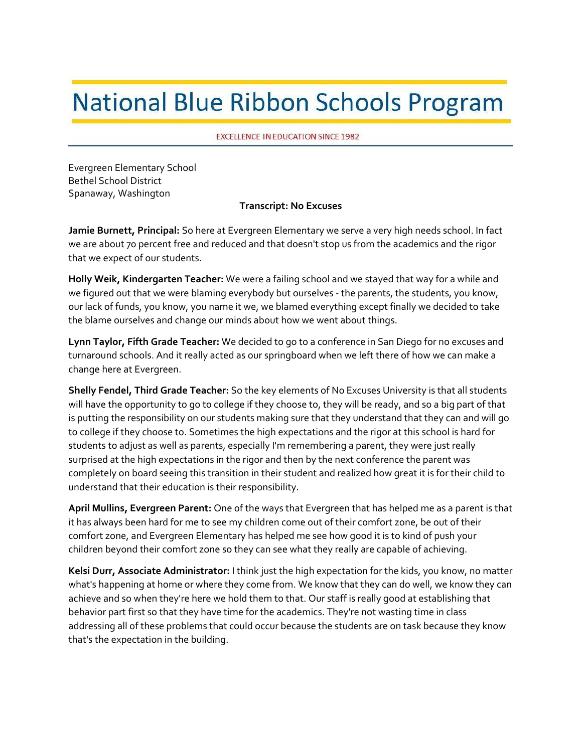# National Blue Ribbon Schools Program

EXCELLENCE IN EDUCATION SINCE 1982

Evergreen Elementary School
Bethel School District
Spanaway, Washington

**Transcript: No Excuses**

**Jamie Burnett, Principal:** So here at Evergreen Elementary we serve a very high needs school. In fact we are about 70 percent free and reduced and that doesn't stop us from the academics and the rigor that we expect of our students.

**Holly Weik, Kindergarten Teacher:** We were a failing school and we stayed that way for a while and we figured out that we were blaming everybody but ourselves - the parents, the students, you know, our lack of funds, you know, you name it we, we blamed everything except finally we decided to take the blame ourselves and change our minds about how we went about things.

**Lynn Taylor, Fifth Grade Teacher:** We decided to go to a conference in San Diego for no excuses and turnaround schools. And it really acted as our springboard when we left there of how we can make a change here at Evergreen.

**Shelly Fendel, Third Grade Teacher:** So the key elements of No Excuses University is that all students will have the opportunity to go to college if they choose to, they will be ready, and so a big part of that is putting the responsibility on our students making sure that they understand that they can and will go to college if they choose to. Sometimes the high expectations and the rigor at this school is hard for students to adjust as well as parents, especially I'm remembering a parent, they were just really surprised at the high expectations in the rigor and then by the next conference the parent was completely on board seeing this transition in their student and realized how great it is for their child to understand that their education is their responsibility.

**April Mullins, Evergreen Parent:** One of the ways that Evergreen that has helped me as a parent is that it has always been hard for me to see my children come out of their comfort zone, be out of their comfort zone, and Evergreen Elementary has helped me see how good it is to kind of push your children beyond their comfort zone so they can see what they really are capable of achieving.

**Kelsi Durr, Associate Administrator:** I think just the high expectation for the kids, you know, no matter what's happening at home or where they come from. We know that they can do well, we know they can achieve and so when they're here we hold them to that. Our staff is really good at establishing that behavior part first so that they have time for the academics. They're not wasting time in class addressing all of these problems that could occur because the students are on task because they know that's the expectation in the building.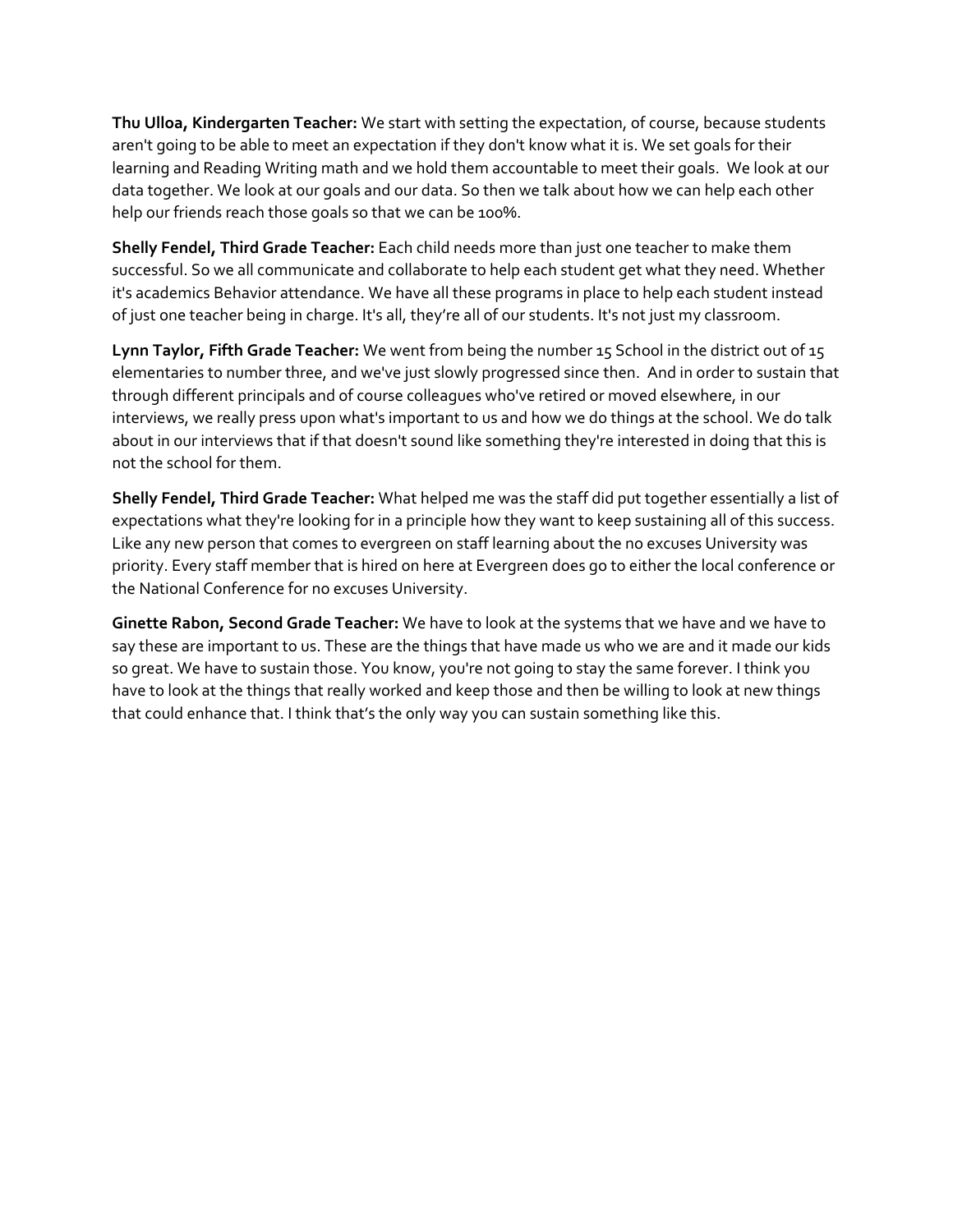**Thu Ulloa, Kindergarten Teacher:** We start with setting the expectation, of course, because students aren't going to be able to meet an expectation if they don't know what it is. We set goals for their learning and Reading Writing math and we hold them accountable to meet their goals. We look at our data together. We look at our goals and our data. So then we talk about how we can help each other help our friends reach those goals so that we can be 100%.

**Shelly Fendel, Third Grade Teacher:** Each child needs more than just one teacher to make them successful. So we all communicate and collaborate to help each student get what they need. Whether it's academics Behavior attendance. We have all these programs in place to help each student instead of just one teacher being in charge. It's all, they're all of our students. It's not just my classroom.

**Lynn Taylor, Fifth Grade Teacher:** We went from being the number 15 School in the district out of 15 elementaries to number three, and we've just slowly progressed since then. And in order to sustain that through different principals and of course colleagues who've retired or moved elsewhere, in our interviews, we really press upon what's important to us and how we do things at the school. We do talk about in our interviews that if that doesn't sound like something they're interested in doing that this is not the school for them.

**Shelly Fendel, Third Grade Teacher:** What helped me was the staff did put together essentially a list of expectations what they're looking for in a principle how they want to keep sustaining all of this success. Like any new person that comes to evergreen on staff learning about the no excuses University was priority. Every staff member that is hired on here at Evergreen does go to either the local conference or the National Conference for no excuses University.

**Ginette Rabon, Second Grade Teacher:** We have to look at the systems that we have and we have to say these are important to us. These are the things that have made us who we are and it made our kids so great. We have to sustain those. You know, you're not going to stay the same forever. I think you have to look at the things that really worked and keep those and then be willing to look at new things that could enhance that. I think that's the only way you can sustain something like this.